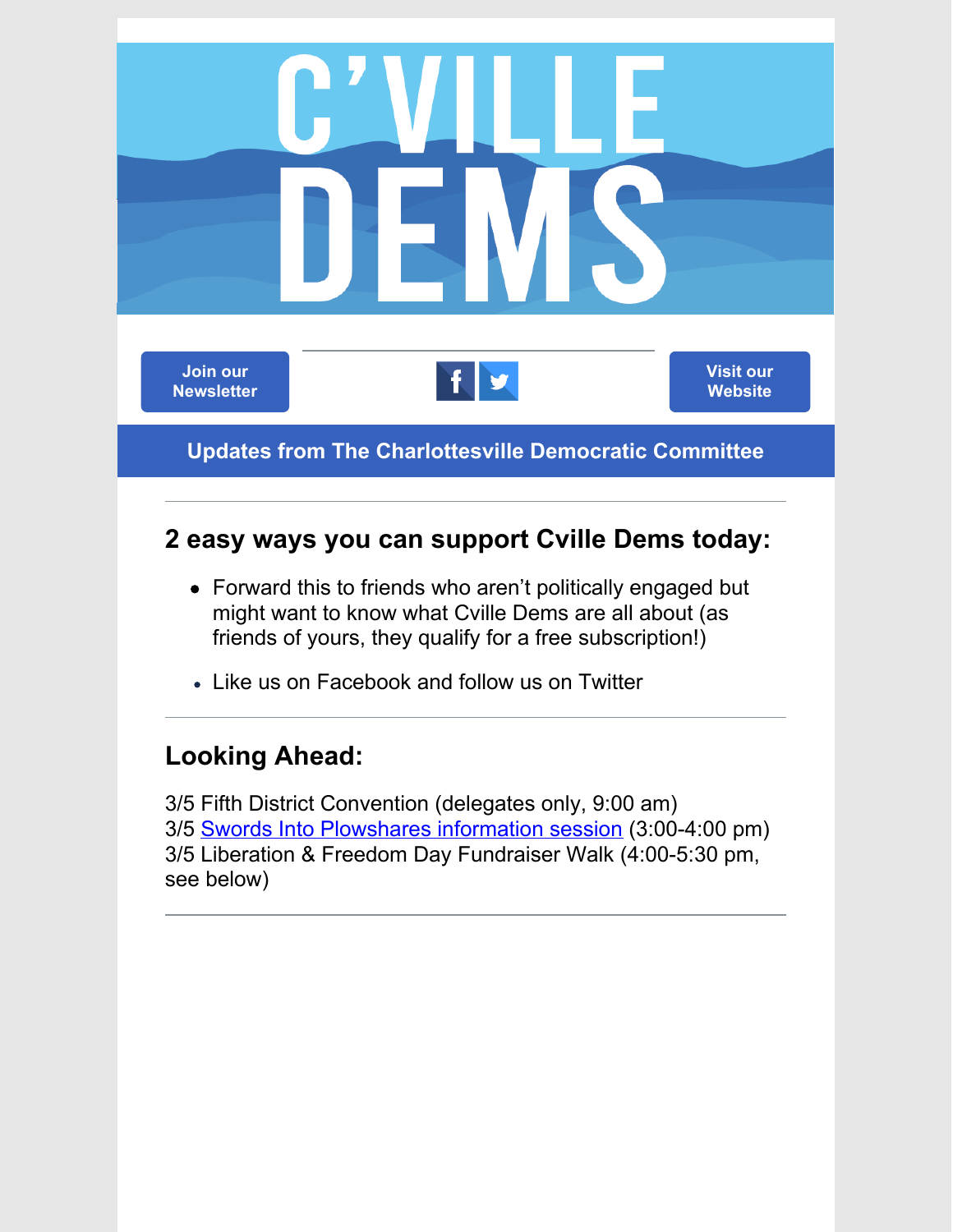# C'VILLE DEMS

Join our Newsletter | Visit our Website

**Updates from The Charlottesville Democratic Committee**

---

## 2 easy ways you can support Cville Dems today:

- Forward this to friends who aren't politically engaged but might want to know what Cville Dems are all about (as friends of yours, they qualify for a free subscription!)
- Like us on Facebook and follow us on Twitter

---

## Looking Ahead:

3/5 Fifth District Convention (delegates only, 9:00 am)
3/5 Swords Into Plowshares information session (3:00-4:00 pm)
3/5 Liberation & Freedom Day Fundraiser Walk (4:00-5:30 pm, see below)

---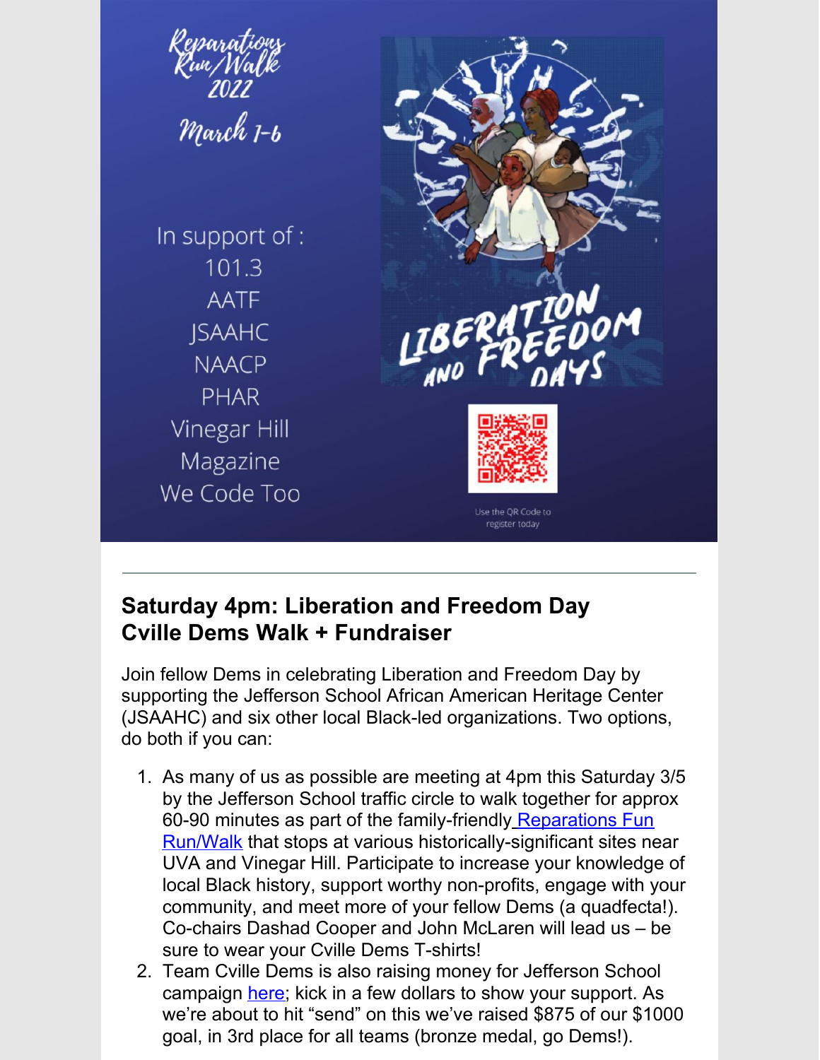Reparations Run/Walk 2022

March 1-6

In support of :
101.3
AATF
JSAAHC
NAACP
PHAR
Vinegar Hill Magazine
We Code Too

LIBERATION AND FREEDOM DAYS

Use the QR Code to register today

---

## Saturday 4pm: Liberation and Freedom Day Cville Dems Walk + Fundraiser

Join fellow Dems in celebrating Liberation and Freedom Day by supporting the Jefferson School African American Heritage Center (JSAAHC) and six other local Black-led organizations. Two options, do both if you can:

1. As many of us as possible are meeting at 4pm this Saturday 3/5 by the Jefferson School traffic circle to walk together for approx 60-90 minutes as part of the family-friendly Reparations Fun Run/Walk that stops at various historically-significant sites near UVA and Vinegar Hill. Participate to increase your knowledge of local Black history, support worthy non-profits, engage with your community, and meet more of your fellow Dems (a quadfecta!). Co-chairs Dashad Cooper and John McLaren will lead us – be sure to wear your Cville Dems T-shirts!
2. Team Cville Dems is also raising money for Jefferson School campaign here; kick in a few dollars to show your support. As we're about to hit "send" on this we've raised $875 of our $1000 goal, in 3rd place for all teams (bronze medal, go Dems!).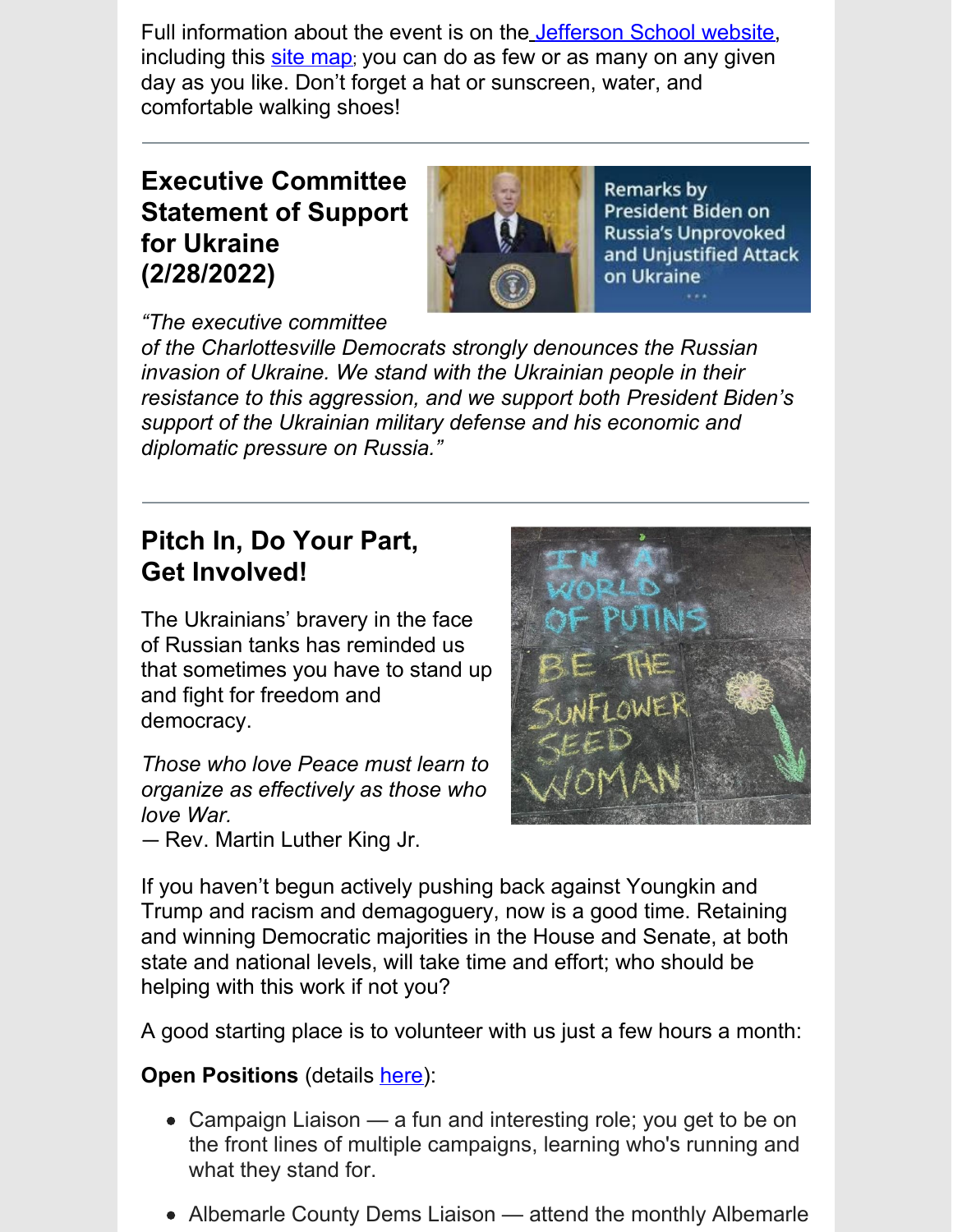Full information about the event is on the Jefferson School website, including this site map; you can do as few or as many on any given day as you like. Don't forget a hat or sunscreen, water, and comfortable walking shoes!

---

## Executive Committee Statement of Support for Ukraine (2/28/2022)

*"The executive committee of the Charlottesville Democrats strongly denounces the Russian invasion of Ukraine. We stand with the Ukrainian people in their resistance to this aggression, and we support both President Biden's support of the Ukrainian military defense and his economic and diplomatic pressure on Russia."*

---

## Pitch In, Do Your Part, Get Involved!

The Ukrainians' bravery in the face of Russian tanks has reminded us that sometimes you have to stand up and fight for freedom and democracy.

*Those who love Peace must learn to organize as effectively as those who love War.*
— Rev. Martin Luther King Jr.

If you haven't begun actively pushing back against Youngkin and Trump and racism and demagoguery, now is a good time. Retaining and winning Democratic majorities in the House and Senate, at both state and national levels, will take time and effort; who should be helping with this work if not you?

A good starting place is to volunteer with us just a few hours a month:

**Open Positions** (details here):

- Campaign Liaison — a fun and interesting role; you get to be on the front lines of multiple campaigns, learning who's running and what they stand for.
- Albemarle County Dems Liaison — attend the monthly Albemarle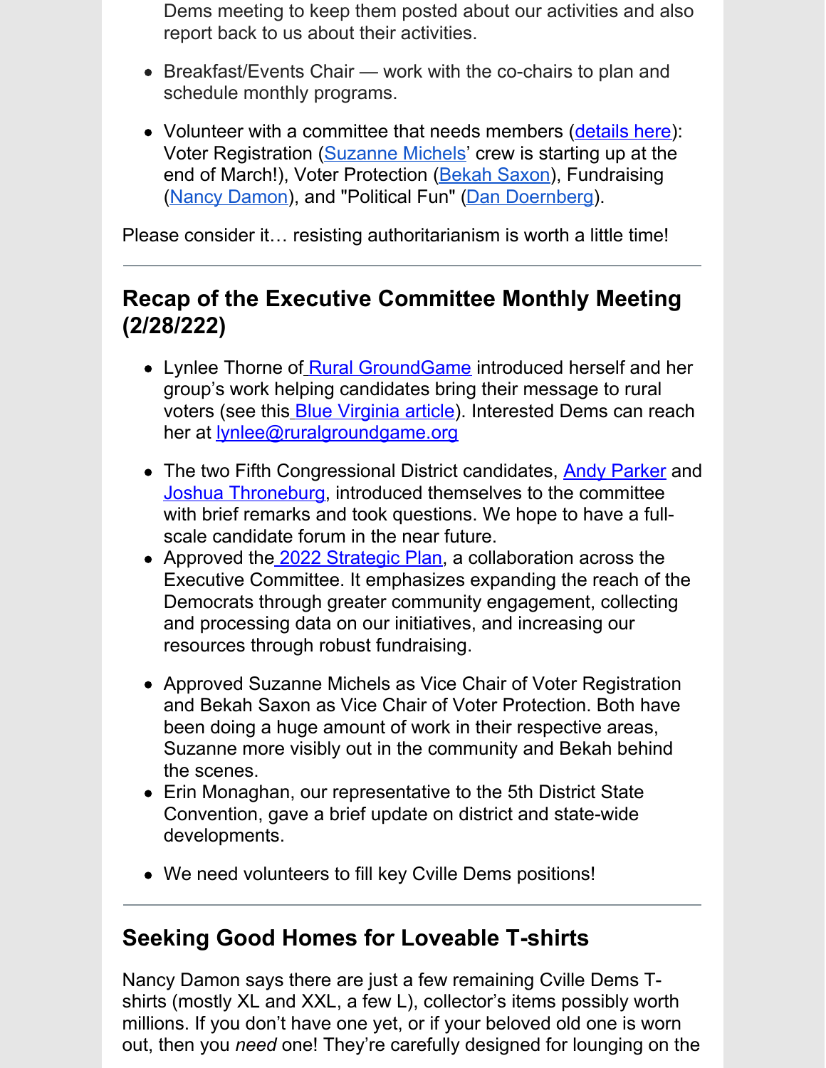Dems meeting to keep them posted about our activities and also report back to us about their activities.

- Breakfast/Events Chair — work with the co-chairs to plan and schedule monthly programs.
- Volunteer with a committee that needs members (details here): Voter Registration (Suzanne Michels' crew is starting up at the end of March!), Voter Protection (Bekah Saxon), Fundraising (Nancy Damon), and "Political Fun" (Dan Doernberg).

Please consider it… resisting authoritarianism is worth a little time!

---

## Recap of the Executive Committee Monthly Meeting (2/28/222)

- Lynlee Thorne of Rural GroundGame introduced herself and her group's work helping candidates bring their message to rural voters (see this Blue Virginia article). Interested Dems can reach her at lynlee@ruralgroundgame.org
- The two Fifth Congressional District candidates, Andy Parker and Joshua Throneburg, introduced themselves to the committee with brief remarks and took questions. We hope to have a full-scale candidate forum in the near future.
- Approved the 2022 Strategic Plan, a collaboration across the Executive Committee. It emphasizes expanding the reach of the Democrats through greater community engagement, collecting and processing data on our initiatives, and increasing our resources through robust fundraising.
- Approved Suzanne Michels as Vice Chair of Voter Registration and Bekah Saxon as Vice Chair of Voter Protection. Both have been doing a huge amount of work in their respective areas, Suzanne more visibly out in the community and Bekah behind the scenes.
- Erin Monaghan, our representative to the 5th District State Convention, gave a brief update on district and state-wide developments.
- We need volunteers to fill key Cville Dems positions!

---

## Seeking Good Homes for Loveable T-shirts

Nancy Damon says there are just a few remaining Cville Dems T-shirts (mostly XL and XXL, a few L), collector's items possibly worth millions. If you don't have one yet, or if your beloved old one is worn out, then you *need* one! They're carefully designed for lounging on the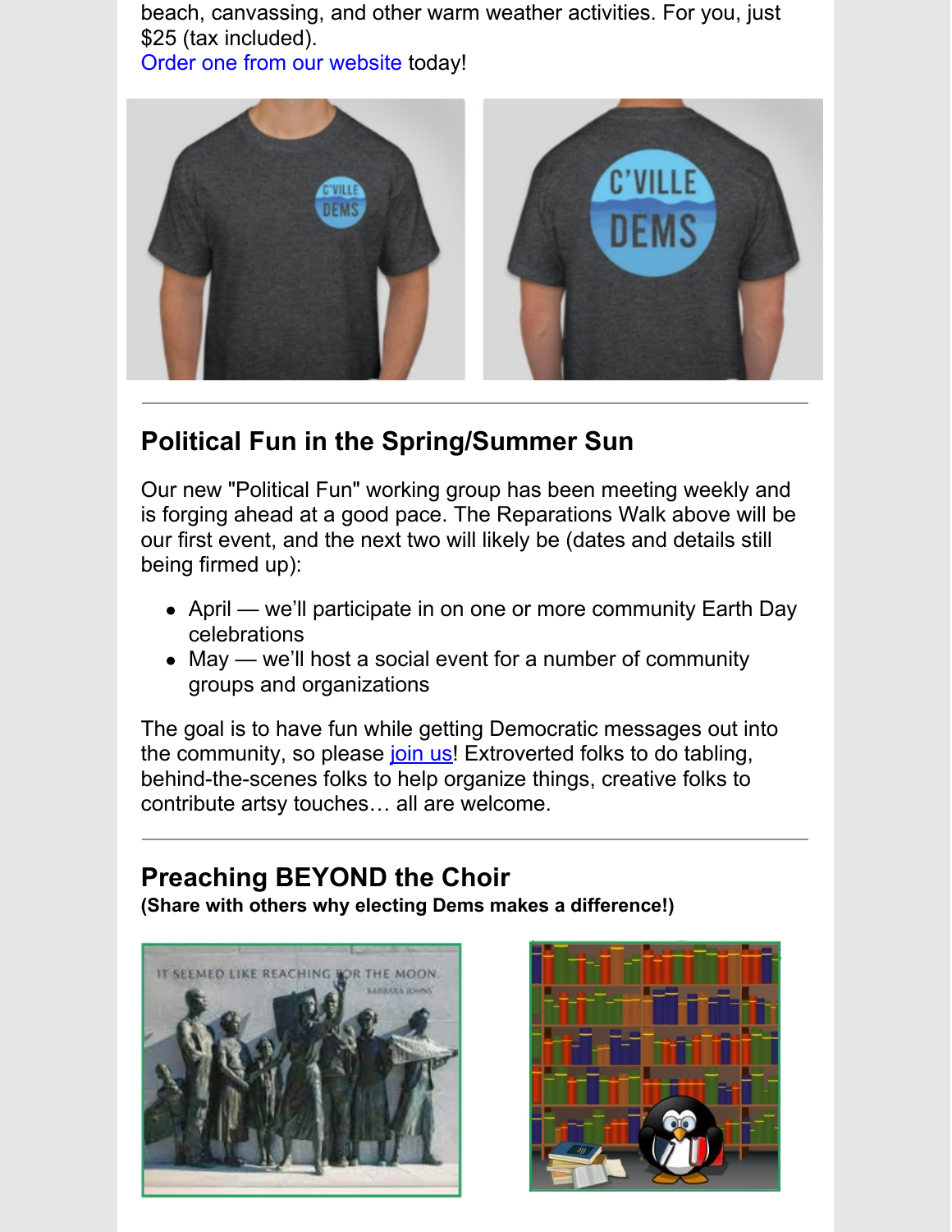beach, canvassing, and other warm weather activities. For you, just $25 (tax included).
Order one from our website today!

---

## Political Fun in the Spring/Summer Sun

Our new "Political Fun" working group has been meeting weekly and is forging ahead at a good pace. The Reparations Walk above will be our first event, and the next two will likely be (dates and details still being firmed up):

- April — we'll participate in on one or more community Earth Day celebrations
- May — we'll host a social event for a number of community groups and organizations

The goal is to have fun while getting Democratic messages out into the community, so please join us! Extroverted folks to do tabling, behind-the-scenes folks to help organize things, creative folks to contribute artsy touches… all are welcome.

---

## Preaching BEYOND the Choir

**(Share with others why electing Dems makes a difference!)**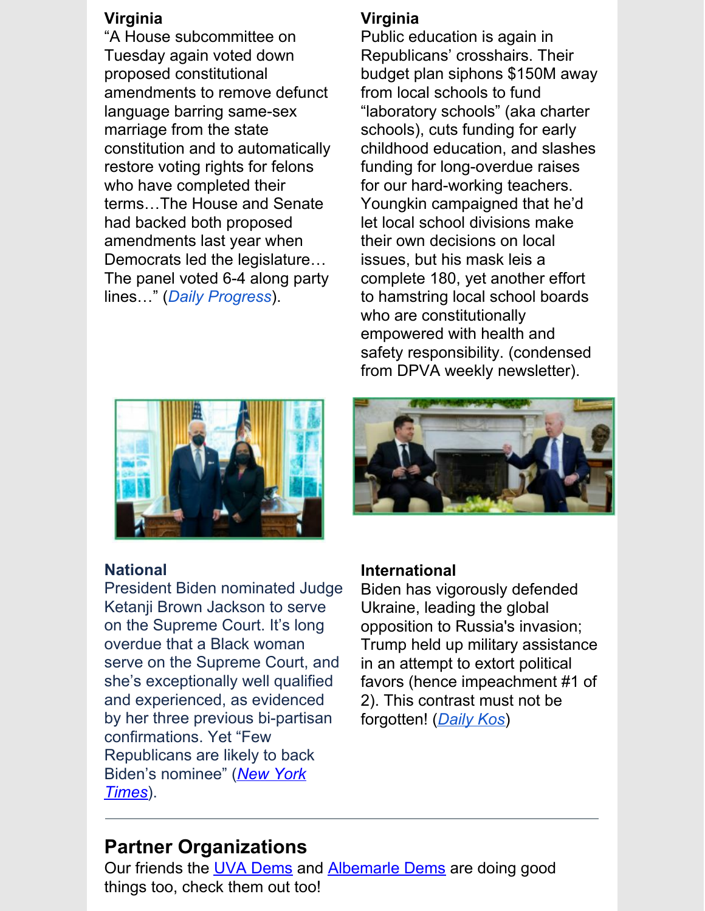**Virginia**

"A House subcommittee on Tuesday again voted down proposed constitutional amendments to remove defunct language barring same-sex marriage from the state constitution and to automatically restore voting rights for felons who have completed their terms…The House and Senate had backed both proposed amendments last year when Democrats led the legislature… The panel voted 6-4 along party lines…" (*Daily Progress*).

**Virginia**

Public education is again in Republicans' crosshairs. Their budget plan siphons $150M away from local schools to fund "laboratory schools" (aka charter schools), cuts funding for early childhood education, and slashes funding for long-overdue raises for our hard-working teachers. Youngkin campaigned that he'd let local school divisions make their own decisions on local issues, but his mask leis a complete 180, yet another effort to hamstring local school boards who are constitutionally empowered with health and safety responsibility. (condensed from DPVA weekly newsletter).

**National**

President Biden nominated Judge Ketanji Brown Jackson to serve on the Supreme Court. It's long overdue that a Black woman serve on the Supreme Court, and she's exceptionally well qualified and experienced, as evidenced by her three previous bi-partisan confirmations. Yet "Few Republicans are likely to back Biden's nominee" (*New York Times*).

**International**

Biden has vigorously defended Ukraine, leading the global opposition to Russia's invasion; Trump held up military assistance in an attempt to extort political favors (hence impeachment #1 of 2). This contrast must not be forgotten! (*Daily Kos*)

---

## Partner Organizations

Our friends the UVA Dems and Albemarle Dems are doing good things too, check them out too!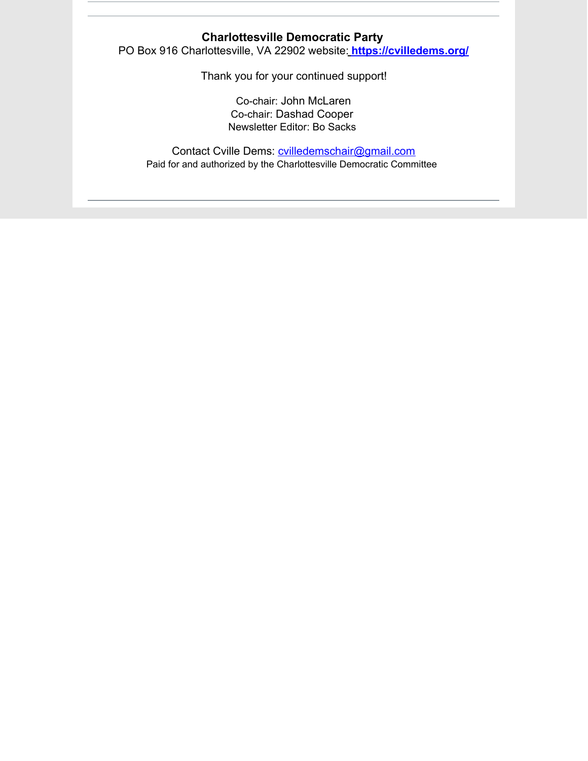---

**Charlottesville Democratic Party**
PO Box 916 Charlottesville, VA 22902 website: **https://cvilledems.org/**

Thank you for your continued support!

Co-chair: John McLaren
Co-chair: Dashad Cooper
Newsletter Editor: Bo Sacks

Contact Cville Dems: cvilledemschair@gmail.com
Paid for and authorized by the Charlottesville Democratic Committee

---